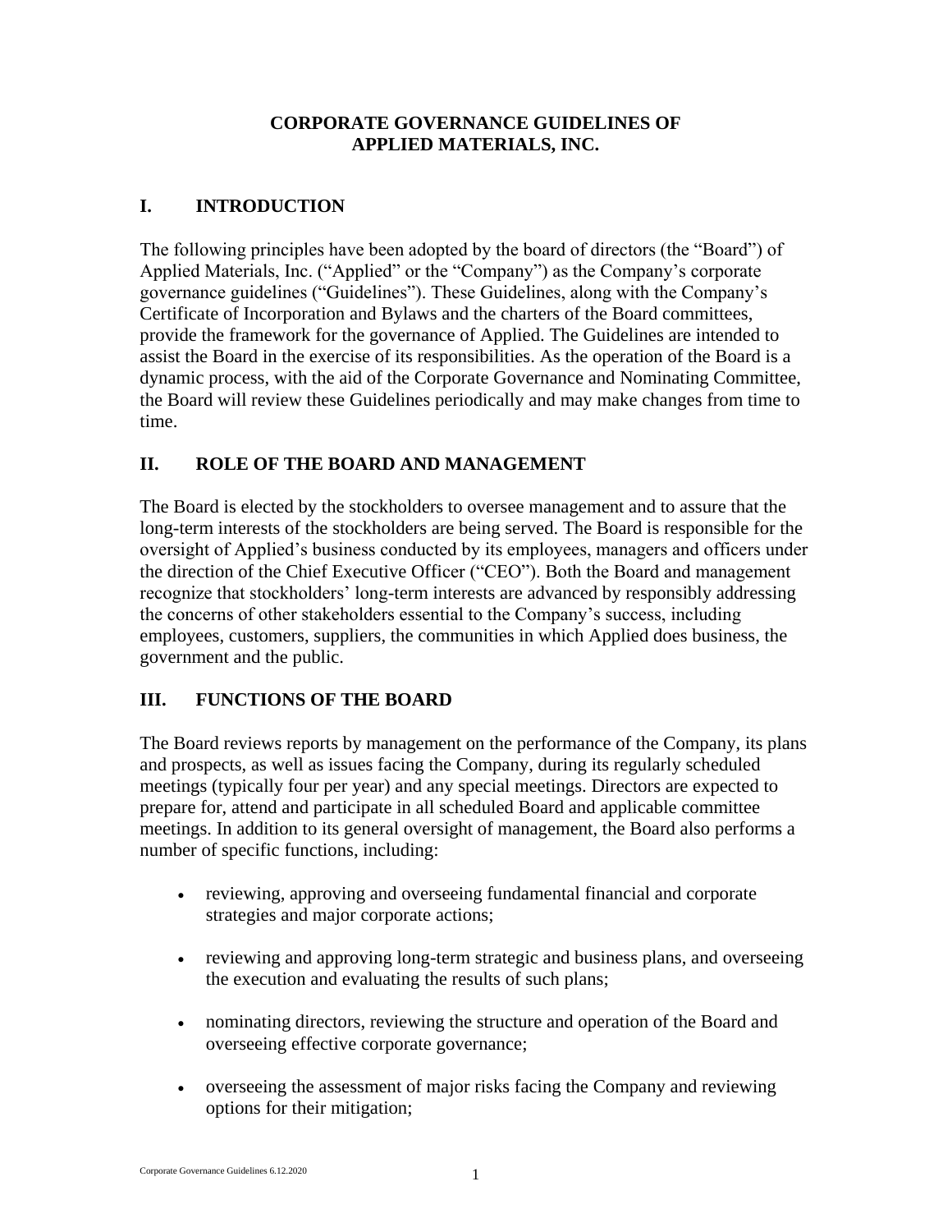# CORPORATE GOVERNANCE GUIDELINES OF APPLIED MATERIALS, INC.

## I. INTRODUCTION

The following principles have been adopted by the board of directors (the "Board") of Applied Materials, Inc. ("Applied" or the "Company") as the Company's corporate governance guidelines ("Guidelines"). These Guidelines, along with the Company's Certificate of Incorporation and Bylaws and the charters of the Board committees, provide the framework for the governance of Applied. The Guidelines are intended to assist the Board in the exercise of its responsibilities. As the operation of the Board is a dynamic process, with the aid of the Corporate Governance and Nominating Committee, the Board will review these Guidelines periodically and may make changes from time to time.

## II. ROLE OF THE BOARD AND MANAGEMENT

The Board is elected by the stockholders to oversee management and to assure that the long-term interests of the stockholders are being served. The Board is responsible for the oversight of Applied's business conducted by its employees, managers and officers under the direction of the Chief Executive Officer ("CEO"). Both the Board and management recognize that stockholders' long-term interests are advanced by responsibly addressing the concerns of other stakeholders essential to the Company's success, including employees, customers, suppliers, the communities in which Applied does business, the government and the public.

## III. FUNCTIONS OF THE BOARD

The Board reviews reports by management on the performance of the Company, its plans and prospects, as well as issues facing the Company, during its regularly scheduled meetings (typically four per year) and any special meetings. Directors are expected to prepare for, attend and participate in all scheduled Board and applicable committee meetings. In addition to its general oversight of management, the Board also performs a number of specific functions, including:

- reviewing, approving and overseeing fundamental financial and corporate strategies and major corporate actions;
- reviewing and approving long-term strategic and business plans, and overseeing the execution and evaluating the results of such plans;
- nominating directors, reviewing the structure and operation of the Board and overseeing effective corporate governance;
- overseeing the assessment of major risks facing the Company and reviewing options for their mitigation;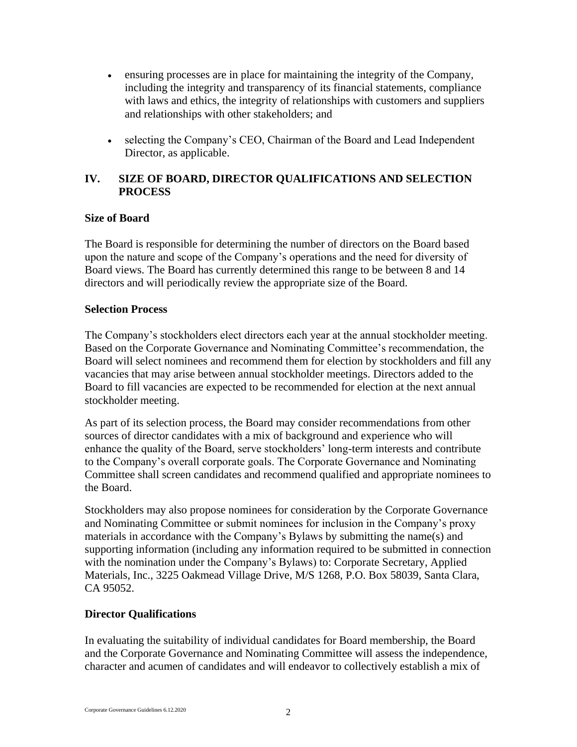- ensuring processes are in place for maintaining the integrity of the Company, including the integrity and transparency of its financial statements, compliance with laws and ethics, the integrity of relationships with customers and suppliers and relationships with other stakeholders; and
- selecting the Company's CEO, Chairman of the Board and Lead Independent Director, as applicable.

## IV. SIZE OF BOARD, DIRECTOR QUALIFICATIONS AND SELECTION PROCESS

### Size of Board

The Board is responsible for determining the number of directors on the Board based upon the nature and scope of the Company's operations and the need for diversity of Board views. The Board has currently determined this range to be between 8 and 14 directors and will periodically review the appropriate size of the Board.

### Selection Process

The Company's stockholders elect directors each year at the annual stockholder meeting. Based on the Corporate Governance and Nominating Committee's recommendation, the Board will select nominees and recommend them for election by stockholders and fill any vacancies that may arise between annual stockholder meetings. Directors added to the Board to fill vacancies are expected to be recommended for election at the next annual stockholder meeting.

As part of its selection process, the Board may consider recommendations from other sources of director candidates with a mix of background and experience who will enhance the quality of the Board, serve stockholders' long-term interests and contribute to the Company's overall corporate goals. The Corporate Governance and Nominating Committee shall screen candidates and recommend qualified and appropriate nominees to the Board.

Stockholders may also propose nominees for consideration by the Corporate Governance and Nominating Committee or submit nominees for inclusion in the Company's proxy materials in accordance with the Company's Bylaws by submitting the name(s) and supporting information (including any information required to be submitted in connection with the nomination under the Company's Bylaws) to: Corporate Secretary, Applied Materials, Inc., 3225 Oakmead Village Drive, M/S 1268, P.O. Box 58039, Santa Clara, CA 95052.

### Director Qualifications

In evaluating the suitability of individual candidates for Board membership, the Board and the Corporate Governance and Nominating Committee will assess the independence, character and acumen of candidates and will endeavor to collectively establish a mix of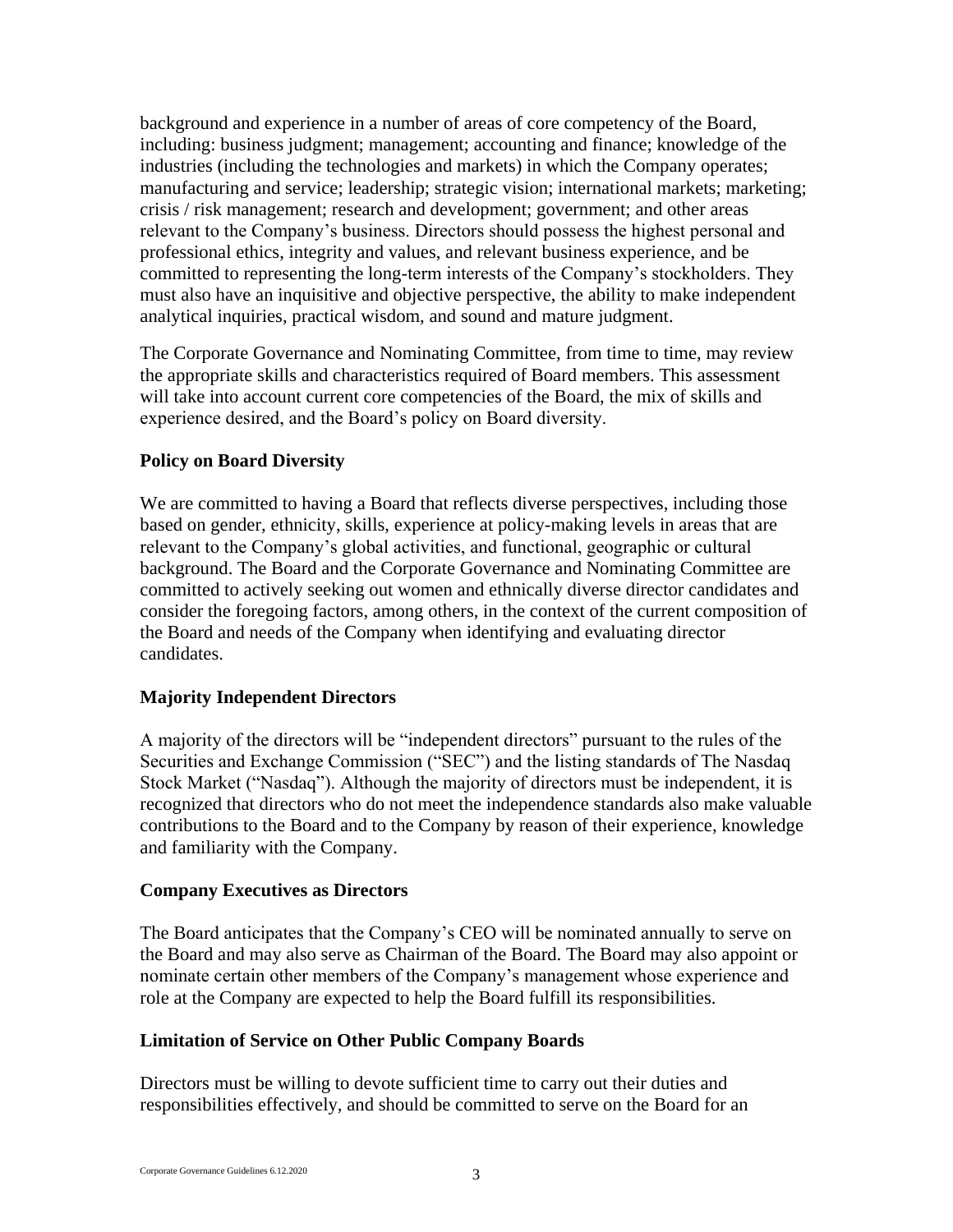background and experience in a number of areas of core competency of the Board, including: business judgment; management; accounting and finance; knowledge of the industries (including the technologies and markets) in which the Company operates; manufacturing and service; leadership; strategic vision; international markets; marketing; crisis / risk management; research and development; government; and other areas relevant to the Company's business. Directors should possess the highest personal and professional ethics, integrity and values, and relevant business experience, and be committed to representing the long-term interests of the Company's stockholders. They must also have an inquisitive and objective perspective, the ability to make independent analytical inquiries, practical wisdom, and sound and mature judgment.

The Corporate Governance and Nominating Committee, from time to time, may review the appropriate skills and characteristics required of Board members. This assessment will take into account current core competencies of the Board, the mix of skills and experience desired, and the Board's policy on Board diversity.

**Policy on Board Diversity**

We are committed to having a Board that reflects diverse perspectives, including those based on gender, ethnicity, skills, experience at policy-making levels in areas that are relevant to the Company's global activities, and functional, geographic or cultural background. The Board and the Corporate Governance and Nominating Committee are committed to actively seeking out women and ethnically diverse director candidates and consider the foregoing factors, among others, in the context of the current composition of the Board and needs of the Company when identifying and evaluating director candidates.

**Majority Independent Directors**

A majority of the directors will be "independent directors" pursuant to the rules of the Securities and Exchange Commission ("SEC") and the listing standards of The Nasdaq Stock Market ("Nasdaq"). Although the majority of directors must be independent, it is recognized that directors who do not meet the independence standards also make valuable contributions to the Board and to the Company by reason of their experience, knowledge and familiarity with the Company.

**Company Executives as Directors**

The Board anticipates that the Company's CEO will be nominated annually to serve on the Board and may also serve as Chairman of the Board. The Board may also appoint or nominate certain other members of the Company's management whose experience and role at the Company are expected to help the Board fulfill its responsibilities.

**Limitation of Service on Other Public Company Boards**

Directors must be willing to devote sufficient time to carry out their duties and responsibilities effectively, and should be committed to serve on the Board for an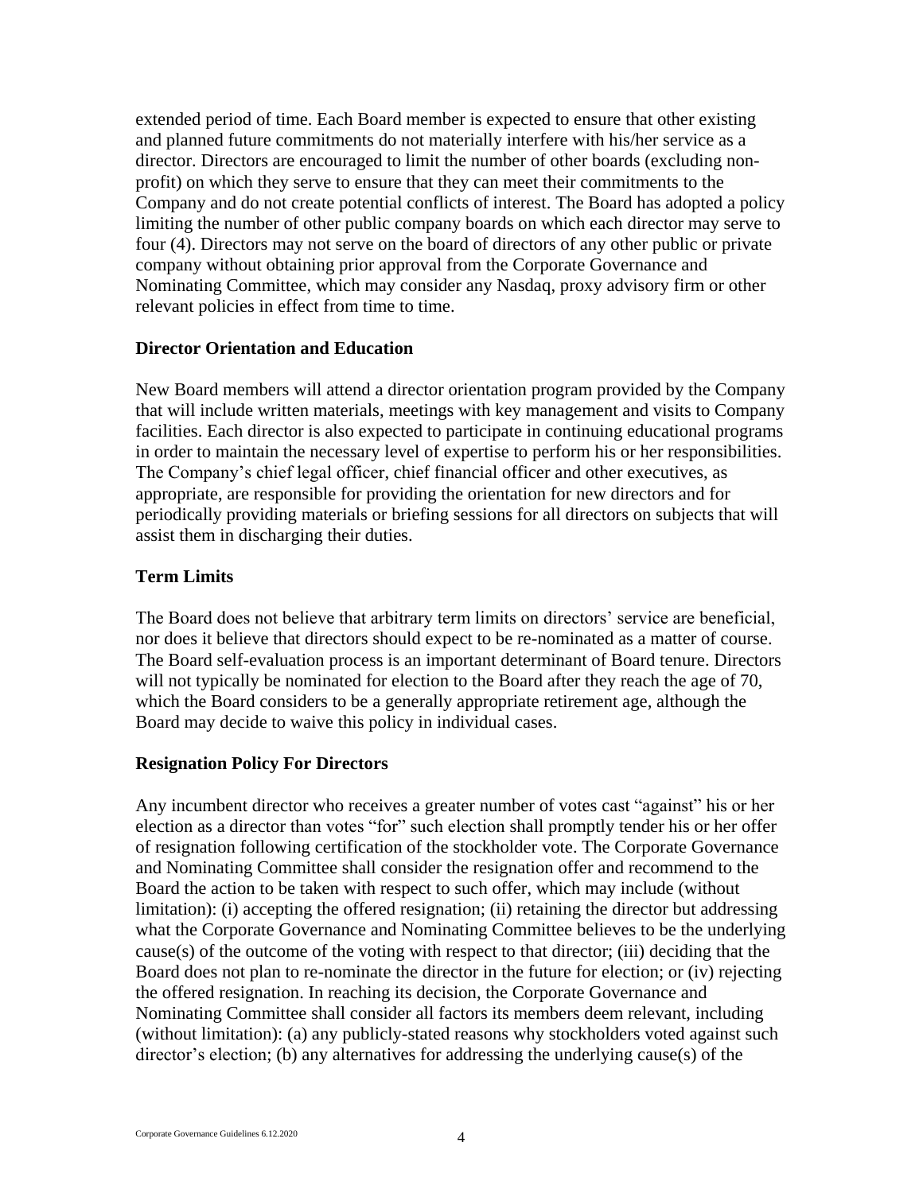extended period of time. Each Board member is expected to ensure that other existing and planned future commitments do not materially interfere with his/her service as a director. Directors are encouraged to limit the number of other boards (excluding non-profit) on which they serve to ensure that they can meet their commitments to the Company and do not create potential conflicts of interest. The Board has adopted a policy limiting the number of other public company boards on which each director may serve to four (4). Directors may not serve on the board of directors of any other public or private company without obtaining prior approval from the Corporate Governance and Nominating Committee, which may consider any Nasdaq, proxy advisory firm or other relevant policies in effect from time to time.

**Director Orientation and Education**

New Board members will attend a director orientation program provided by the Company that will include written materials, meetings with key management and visits to Company facilities. Each director is also expected to participate in continuing educational programs in order to maintain the necessary level of expertise to perform his or her responsibilities. The Company's chief legal officer, chief financial officer and other executives, as appropriate, are responsible for providing the orientation for new directors and for periodically providing materials or briefing sessions for all directors on subjects that will assist them in discharging their duties.

**Term Limits**

The Board does not believe that arbitrary term limits on directors' service are beneficial, nor does it believe that directors should expect to be re-nominated as a matter of course. The Board self-evaluation process is an important determinant of Board tenure. Directors will not typically be nominated for election to the Board after they reach the age of 70, which the Board considers to be a generally appropriate retirement age, although the Board may decide to waive this policy in individual cases.

**Resignation Policy For Directors**

Any incumbent director who receives a greater number of votes cast "against" his or her election as a director than votes "for" such election shall promptly tender his or her offer of resignation following certification of the stockholder vote. The Corporate Governance and Nominating Committee shall consider the resignation offer and recommend to the Board the action to be taken with respect to such offer, which may include (without limitation): (i) accepting the offered resignation; (ii) retaining the director but addressing what the Corporate Governance and Nominating Committee believes to be the underlying cause(s) of the outcome of the voting with respect to that director; (iii) deciding that the Board does not plan to re-nominate the director in the future for election; or (iv) rejecting the offered resignation. In reaching its decision, the Corporate Governance and Nominating Committee shall consider all factors its members deem relevant, including (without limitation): (a) any publicly-stated reasons why stockholders voted against such director's election; (b) any alternatives for addressing the underlying cause(s) of the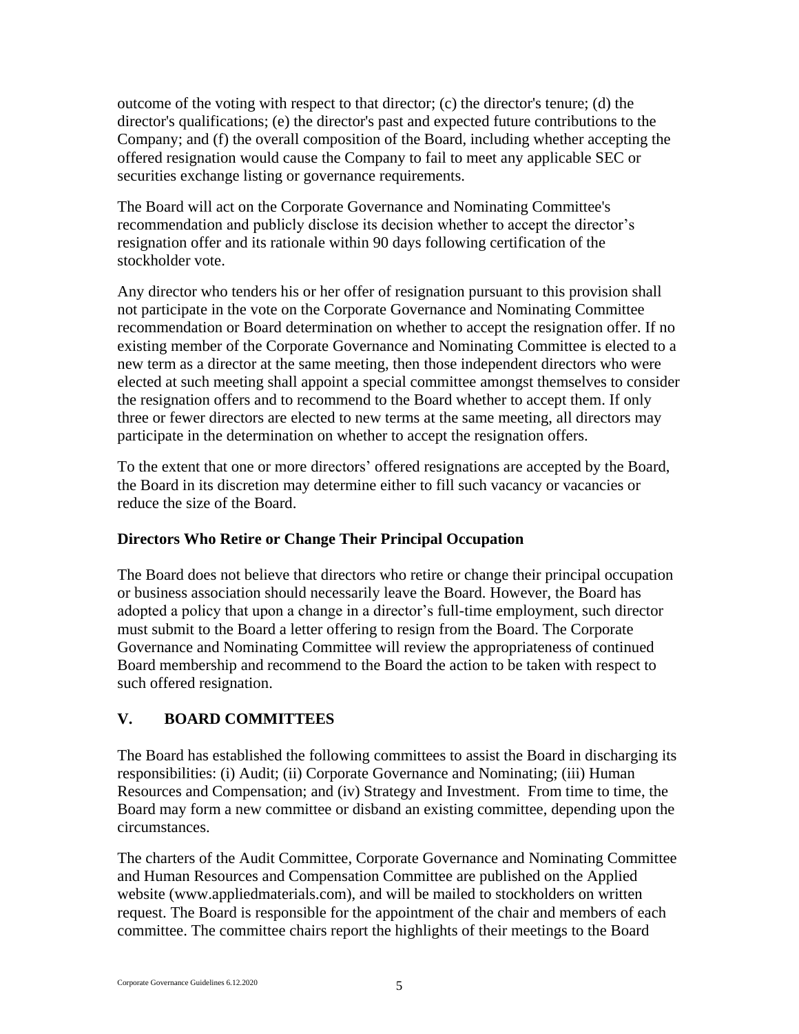outcome of the voting with respect to that director; (c) the director's tenure; (d) the director's qualifications; (e) the director's past and expected future contributions to the Company; and (f) the overall composition of the Board, including whether accepting the offered resignation would cause the Company to fail to meet any applicable SEC or securities exchange listing or governance requirements.

The Board will act on the Corporate Governance and Nominating Committee's recommendation and publicly disclose its decision whether to accept the director's resignation offer and its rationale within 90 days following certification of the stockholder vote.

Any director who tenders his or her offer of resignation pursuant to this provision shall not participate in the vote on the Corporate Governance and Nominating Committee recommendation or Board determination on whether to accept the resignation offer. If no existing member of the Corporate Governance and Nominating Committee is elected to a new term as a director at the same meeting, then those independent directors who were elected at such meeting shall appoint a special committee amongst themselves to consider the resignation offers and to recommend to the Board whether to accept them. If only three or fewer directors are elected to new terms at the same meeting, all directors may participate in the determination on whether to accept the resignation offers.

To the extent that one or more directors' offered resignations are accepted by the Board, the Board in its discretion may determine either to fill such vacancy or vacancies or reduce the size of the Board.

### Directors Who Retire or Change Their Principal Occupation

The Board does not believe that directors who retire or change their principal occupation or business association should necessarily leave the Board. However, the Board has adopted a policy that upon a change in a director's full-time employment, such director must submit to the Board a letter offering to resign from the Board. The Corporate Governance and Nominating Committee will review the appropriateness of continued Board membership and recommend to the Board the action to be taken with respect to such offered resignation.

## V. BOARD COMMITTEES

The Board has established the following committees to assist the Board in discharging its responsibilities: (i) Audit; (ii) Corporate Governance and Nominating; (iii) Human Resources and Compensation; and (iv) Strategy and Investment. From time to time, the Board may form a new committee or disband an existing committee, depending upon the circumstances.

The charters of the Audit Committee, Corporate Governance and Nominating Committee and Human Resources and Compensation Committee are published on the Applied website (www.appliedmaterials.com), and will be mailed to stockholders on written request. The Board is responsible for the appointment of the chair and members of each committee. The committee chairs report the highlights of their meetings to the Board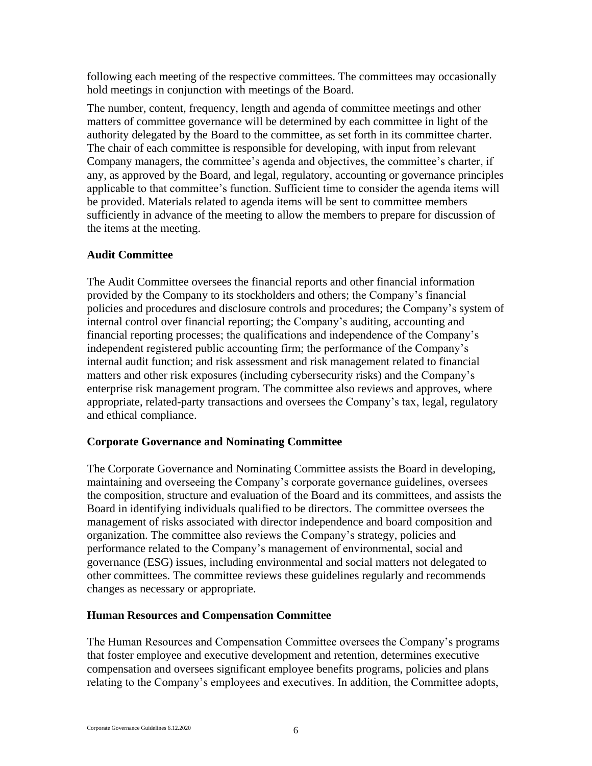following each meeting of the respective committees. The committees may occasionally hold meetings in conjunction with meetings of the Board.

The number, content, frequency, length and agenda of committee meetings and other matters of committee governance will be determined by each committee in light of the authority delegated by the Board to the committee, as set forth in its committee charter. The chair of each committee is responsible for developing, with input from relevant Company managers, the committee's agenda and objectives, the committee's charter, if any, as approved by the Board, and legal, regulatory, accounting or governance principles applicable to that committee's function. Sufficient time to consider the agenda items will be provided. Materials related to agenda items will be sent to committee members sufficiently in advance of the meeting to allow the members to prepare for discussion of the items at the meeting.

### Audit Committee

The Audit Committee oversees the financial reports and other financial information provided by the Company to its stockholders and others; the Company's financial policies and procedures and disclosure controls and procedures; the Company's system of internal control over financial reporting; the Company's auditing, accounting and financial reporting processes; the qualifications and independence of the Company's independent registered public accounting firm; the performance of the Company's internal audit function; and risk assessment and risk management related to financial matters and other risk exposures (including cybersecurity risks) and the Company's enterprise risk management program. The committee also reviews and approves, where appropriate, related-party transactions and oversees the Company's tax, legal, regulatory and ethical compliance.

### Corporate Governance and Nominating Committee

The Corporate Governance and Nominating Committee assists the Board in developing, maintaining and overseeing the Company's corporate governance guidelines, oversees the composition, structure and evaluation of the Board and its committees, and assists the Board in identifying individuals qualified to be directors. The committee oversees the management of risks associated with director independence and board composition and organization. The committee also reviews the Company's strategy, policies and performance related to the Company's management of environmental, social and governance (ESG) issues, including environmental and social matters not delegated to other committees. The committee reviews these guidelines regularly and recommends changes as necessary or appropriate.

### Human Resources and Compensation Committee

The Human Resources and Compensation Committee oversees the Company's programs that foster employee and executive development and retention, determines executive compensation and oversees significant employee benefits programs, policies and plans relating to the Company's employees and executives. In addition, the Committee adopts,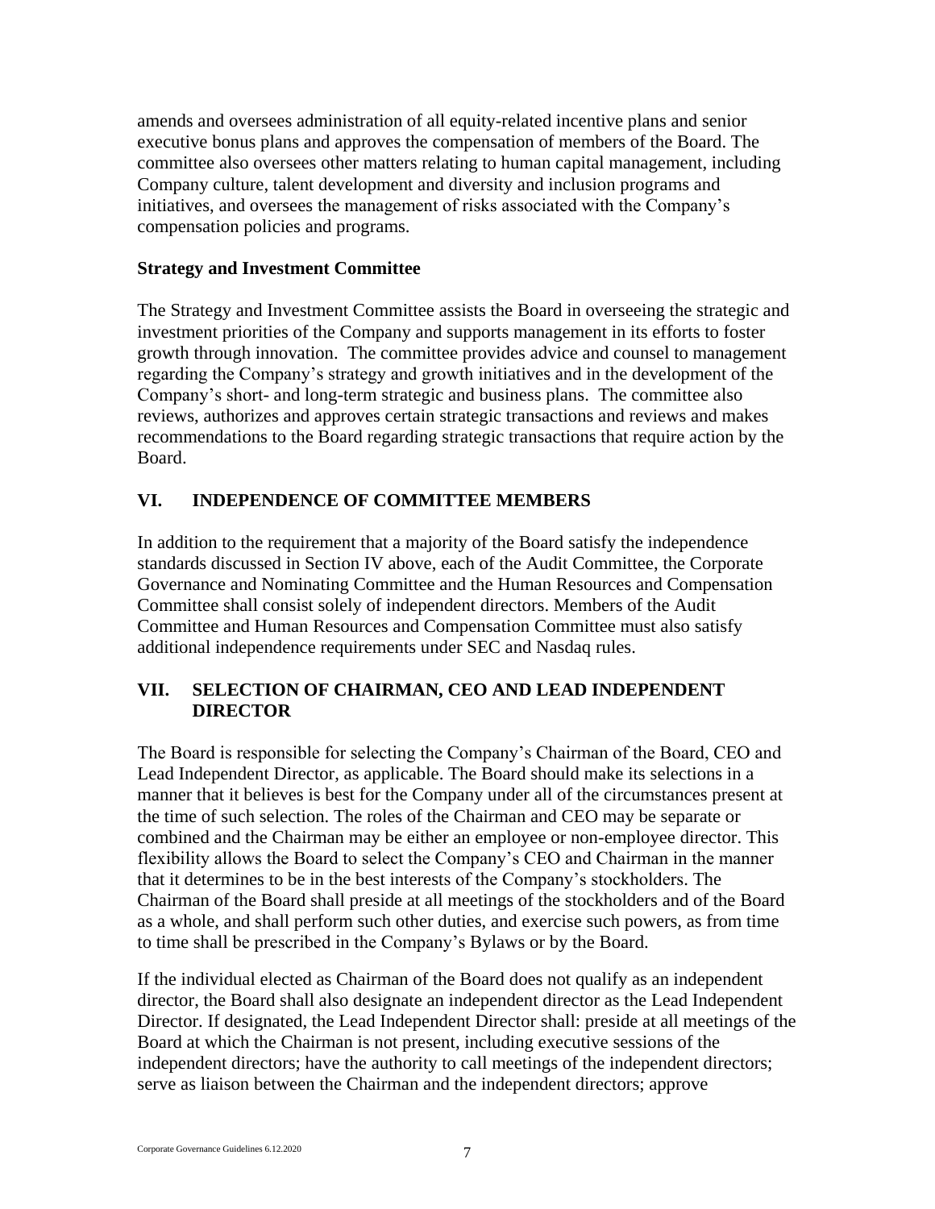amends and oversees administration of all equity-related incentive plans and senior executive bonus plans and approves the compensation of members of the Board. The committee also oversees other matters relating to human capital management, including Company culture, talent development and diversity and inclusion programs and initiatives, and oversees the management of risks associated with the Company's compensation policies and programs.

### Strategy and Investment Committee

The Strategy and Investment Committee assists the Board in overseeing the strategic and investment priorities of the Company and supports management in its efforts to foster growth through innovation. The committee provides advice and counsel to management regarding the Company's strategy and growth initiatives and in the development of the Company's short- and long-term strategic and business plans. The committee also reviews, authorizes and approves certain strategic transactions and reviews and makes recommendations to the Board regarding strategic transactions that require action by the Board.

## VI. INDEPENDENCE OF COMMITTEE MEMBERS

In addition to the requirement that a majority of the Board satisfy the independence standards discussed in Section IV above, each of the Audit Committee, the Corporate Governance and Nominating Committee and the Human Resources and Compensation Committee shall consist solely of independent directors. Members of the Audit Committee and Human Resources and Compensation Committee must also satisfy additional independence requirements under SEC and Nasdaq rules.

## VII. SELECTION OF CHAIRMAN, CEO AND LEAD INDEPENDENT DIRECTOR

The Board is responsible for selecting the Company's Chairman of the Board, CEO and Lead Independent Director, as applicable. The Board should make its selections in a manner that it believes is best for the Company under all of the circumstances present at the time of such selection. The roles of the Chairman and CEO may be separate or combined and the Chairman may be either an employee or non-employee director. This flexibility allows the Board to select the Company's CEO and Chairman in the manner that it determines to be in the best interests of the Company's stockholders. The Chairman of the Board shall preside at all meetings of the stockholders and of the Board as a whole, and shall perform such other duties, and exercise such powers, as from time to time shall be prescribed in the Company's Bylaws or by the Board.

If the individual elected as Chairman of the Board does not qualify as an independent director, the Board shall also designate an independent director as the Lead Independent Director. If designated, the Lead Independent Director shall: preside at all meetings of the Board at which the Chairman is not present, including executive sessions of the independent directors; have the authority to call meetings of the independent directors; serve as liaison between the Chairman and the independent directors; approve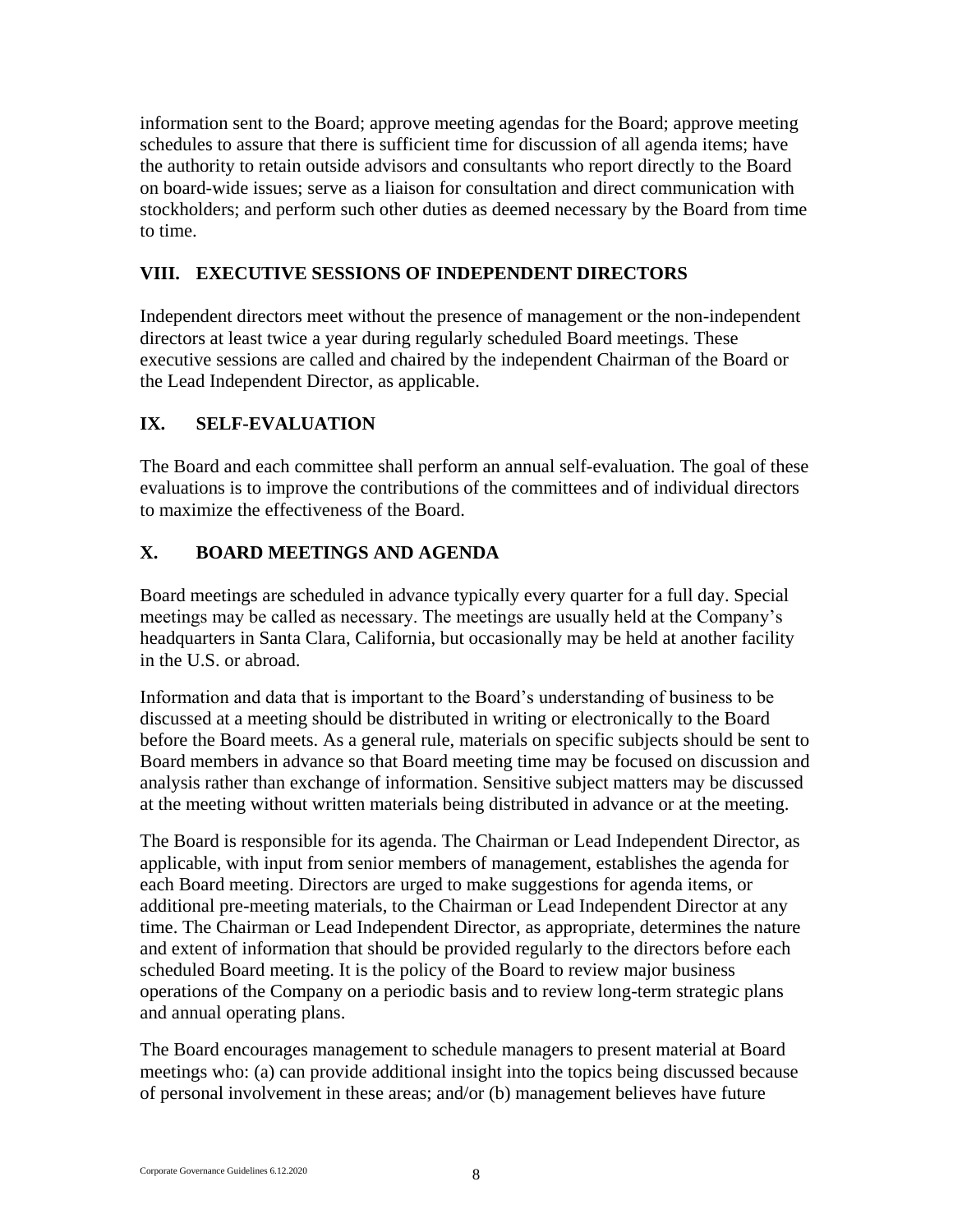information sent to the Board; approve meeting agendas for the Board; approve meeting schedules to assure that there is sufficient time for discussion of all agenda items; have the authority to retain outside advisors and consultants who report directly to the Board on board-wide issues; serve as a liaison for consultation and direct communication with stockholders; and perform such other duties as deemed necessary by the Board from time to time.

## VIII. EXECUTIVE SESSIONS OF INDEPENDENT DIRECTORS

Independent directors meet without the presence of management or the non-independent directors at least twice a year during regularly scheduled Board meetings. These executive sessions are called and chaired by the independent Chairman of the Board or the Lead Independent Director, as applicable.

## IX. SELF-EVALUATION

The Board and each committee shall perform an annual self-evaluation. The goal of these evaluations is to improve the contributions of the committees and of individual directors to maximize the effectiveness of the Board.

## X. BOARD MEETINGS AND AGENDA

Board meetings are scheduled in advance typically every quarter for a full day. Special meetings may be called as necessary. The meetings are usually held at the Company's headquarters in Santa Clara, California, but occasionally may be held at another facility in the U.S. or abroad.

Information and data that is important to the Board's understanding of business to be discussed at a meeting should be distributed in writing or electronically to the Board before the Board meets. As a general rule, materials on specific subjects should be sent to Board members in advance so that Board meeting time may be focused on discussion and analysis rather than exchange of information. Sensitive subject matters may be discussed at the meeting without written materials being distributed in advance or at the meeting.

The Board is responsible for its agenda. The Chairman or Lead Independent Director, as applicable, with input from senior members of management, establishes the agenda for each Board meeting. Directors are urged to make suggestions for agenda items, or additional pre-meeting materials, to the Chairman or Lead Independent Director at any time. The Chairman or Lead Independent Director, as appropriate, determines the nature and extent of information that should be provided regularly to the directors before each scheduled Board meeting. It is the policy of the Board to review major business operations of the Company on a periodic basis and to review long-term strategic plans and annual operating plans.

The Board encourages management to schedule managers to present material at Board meetings who: (a) can provide additional insight into the topics being discussed because of personal involvement in these areas; and/or (b) management believes have future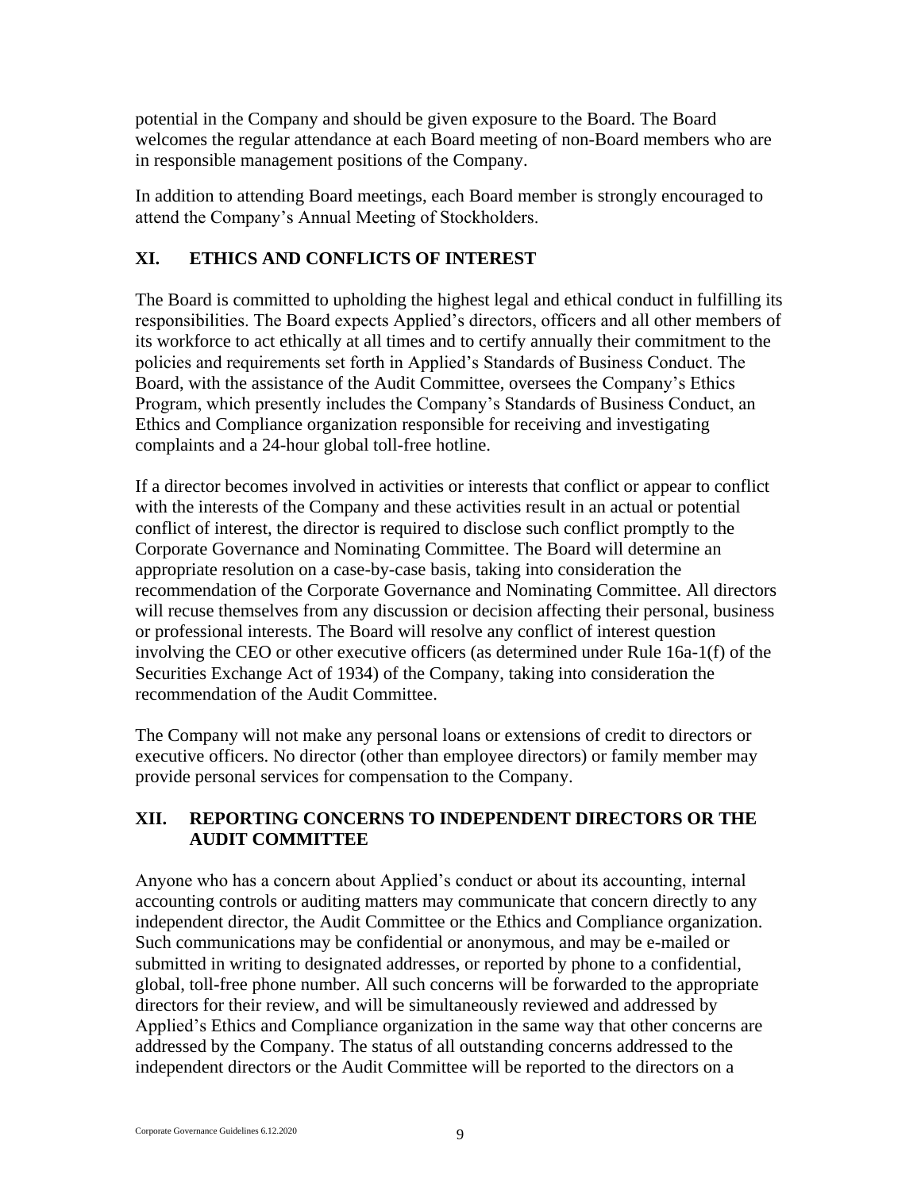potential in the Company and should be given exposure to the Board. The Board welcomes the regular attendance at each Board meeting of non-Board members who are in responsible management positions of the Company.

In addition to attending Board meetings, each Board member is strongly encouraged to attend the Company's Annual Meeting of Stockholders.

## XI. ETHICS AND CONFLICTS OF INTEREST

The Board is committed to upholding the highest legal and ethical conduct in fulfilling its responsibilities. The Board expects Applied's directors, officers and all other members of its workforce to act ethically at all times and to certify annually their commitment to the policies and requirements set forth in Applied's Standards of Business Conduct. The Board, with the assistance of the Audit Committee, oversees the Company's Ethics Program, which presently includes the Company's Standards of Business Conduct, an Ethics and Compliance organization responsible for receiving and investigating complaints and a 24-hour global toll-free hotline.

If a director becomes involved in activities or interests that conflict or appear to conflict with the interests of the Company and these activities result in an actual or potential conflict of interest, the director is required to disclose such conflict promptly to the Corporate Governance and Nominating Committee. The Board will determine an appropriate resolution on a case-by-case basis, taking into consideration the recommendation of the Corporate Governance and Nominating Committee. All directors will recuse themselves from any discussion or decision affecting their personal, business or professional interests. The Board will resolve any conflict of interest question involving the CEO or other executive officers (as determined under Rule 16a-1(f) of the Securities Exchange Act of 1934) of the Company, taking into consideration the recommendation of the Audit Committee.

The Company will not make any personal loans or extensions of credit to directors or executive officers. No director (other than employee directors) or family member may provide personal services for compensation to the Company.

## XII. REPORTING CONCERNS TO INDEPENDENT DIRECTORS OR THE AUDIT COMMITTEE

Anyone who has a concern about Applied's conduct or about its accounting, internal accounting controls or auditing matters may communicate that concern directly to any independent director, the Audit Committee or the Ethics and Compliance organization. Such communications may be confidential or anonymous, and may be e-mailed or submitted in writing to designated addresses, or reported by phone to a confidential, global, toll-free phone number. All such concerns will be forwarded to the appropriate directors for their review, and will be simultaneously reviewed and addressed by Applied's Ethics and Compliance organization in the same way that other concerns are addressed by the Company. The status of all outstanding concerns addressed to the independent directors or the Audit Committee will be reported to the directors on a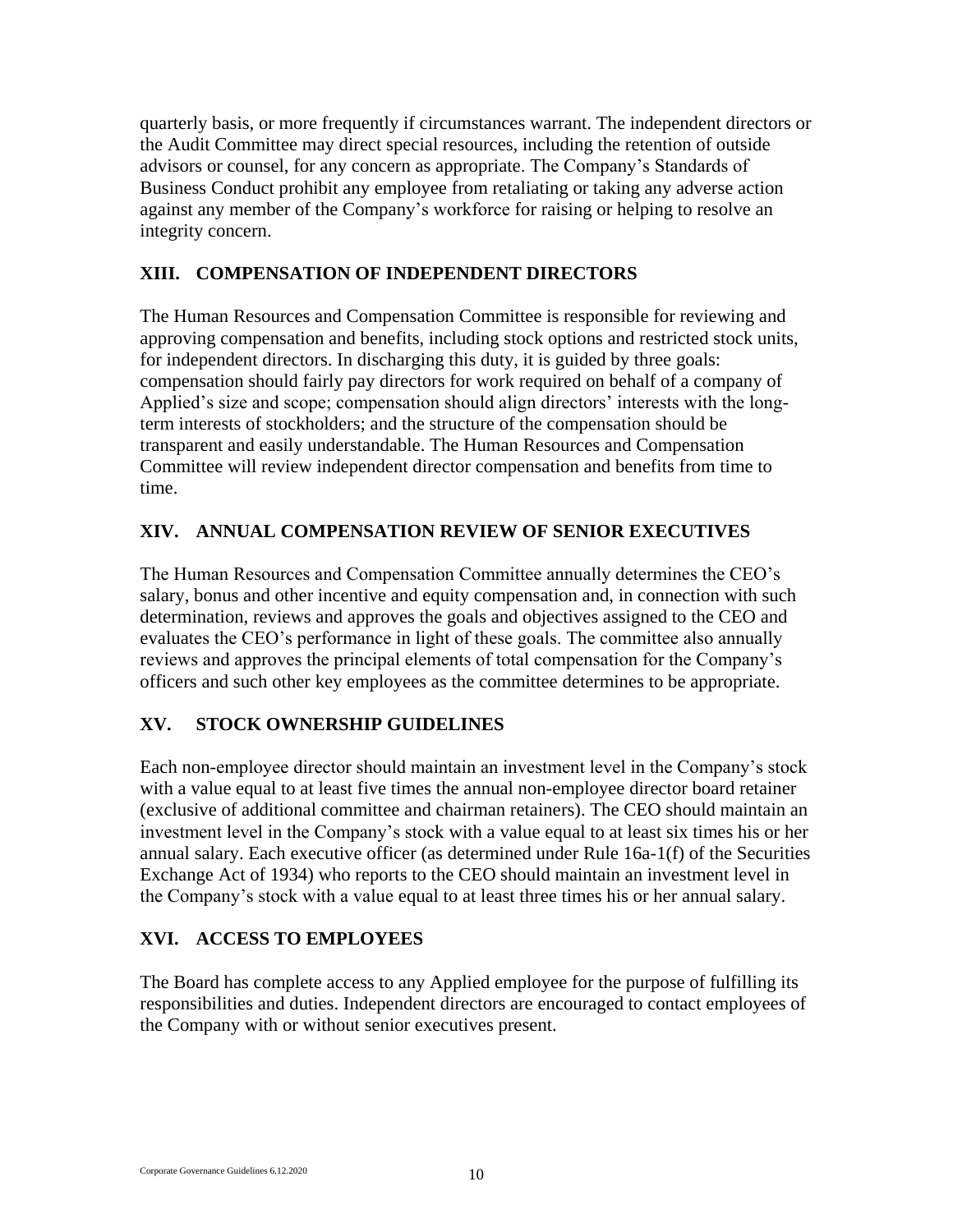quarterly basis, or more frequently if circumstances warrant. The independent directors or the Audit Committee may direct special resources, including the retention of outside advisors or counsel, for any concern as appropriate. The Company's Standards of Business Conduct prohibit any employee from retaliating or taking any adverse action against any member of the Company's workforce for raising or helping to resolve an integrity concern.

## XIII. COMPENSATION OF INDEPENDENT DIRECTORS

The Human Resources and Compensation Committee is responsible for reviewing and approving compensation and benefits, including stock options and restricted stock units, for independent directors. In discharging this duty, it is guided by three goals: compensation should fairly pay directors for work required on behalf of a company of Applied's size and scope; compensation should align directors' interests with the long-term interests of stockholders; and the structure of the compensation should be transparent and easily understandable. The Human Resources and Compensation Committee will review independent director compensation and benefits from time to time.

## XIV. ANNUAL COMPENSATION REVIEW OF SENIOR EXECUTIVES

The Human Resources and Compensation Committee annually determines the CEO's salary, bonus and other incentive and equity compensation and, in connection with such determination, reviews and approves the goals and objectives assigned to the CEO and evaluates the CEO's performance in light of these goals. The committee also annually reviews and approves the principal elements of total compensation for the Company's officers and such other key employees as the committee determines to be appropriate.

## XV. STOCK OWNERSHIP GUIDELINES

Each non-employee director should maintain an investment level in the Company's stock with a value equal to at least five times the annual non-employee director board retainer (exclusive of additional committee and chairman retainers). The CEO should maintain an investment level in the Company's stock with a value equal to at least six times his or her annual salary. Each executive officer (as determined under Rule 16a-1(f) of the Securities Exchange Act of 1934) who reports to the CEO should maintain an investment level in the Company's stock with a value equal to at least three times his or her annual salary.

## XVI. ACCESS TO EMPLOYEES

The Board has complete access to any Applied employee for the purpose of fulfilling its responsibilities and duties. Independent directors are encouraged to contact employees of the Company with or without senior executives present.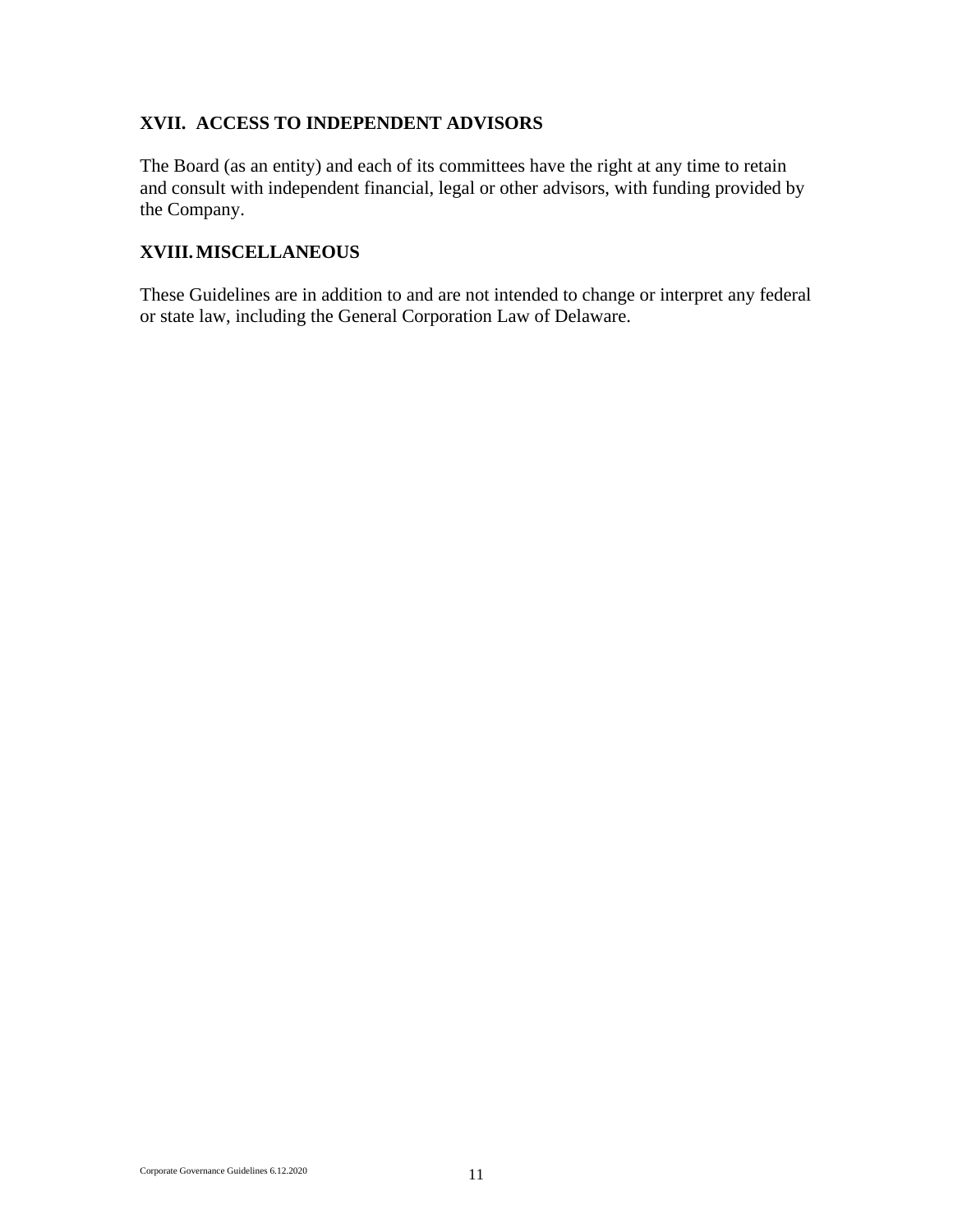## XVII. ACCESS TO INDEPENDENT ADVISORS

The Board (as an entity) and each of its committees have the right at any time to retain and consult with independent financial, legal or other advisors, with funding provided by the Company.

## XVIII. MISCELLANEOUS

These Guidelines are in addition to and are not intended to change or interpret any federal or state law, including the General Corporation Law of Delaware.